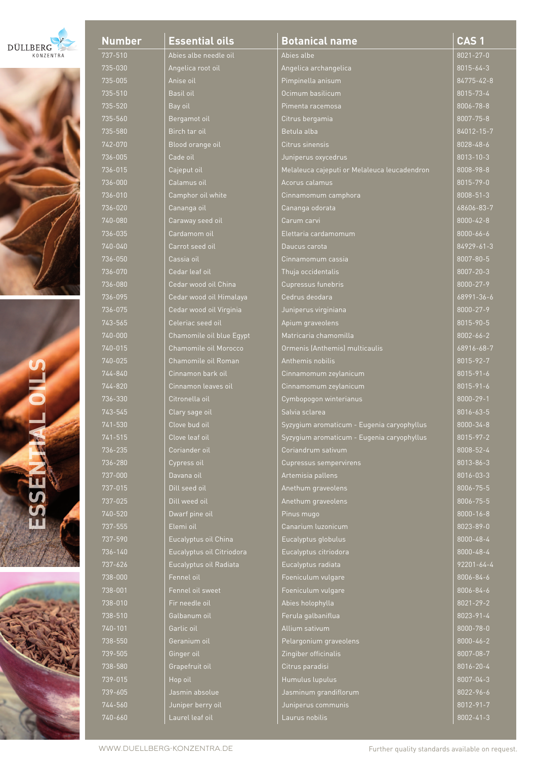DÜLLBERG KONZENTRA

# ESSENTIAL OILS

| Number | Essential oils | Botanical name | CAS 1 |
|---|---|---|---|
| 737-510 | Abies albe needle oil | Abies albe | 8021-27-0 |
| 735-030 | Angelica root oil | Angelica archangelica | 8015-64-3 |
| 735-005 | Anise oil | Pimpinella anisum | 84775-42-8 |
| 735-510 | Basil oil | Ocimum basilicum | 8015-73-4 |
| 735-520 | Bay oil | Pimenta racemosa | 8006-78-8 |
| 735-560 | Bergamot oil | Citrus bergamia | 8007-75-8 |
| 735-580 | Birch tar oil | Betula alba | 84012-15-7 |
| 742-070 | Blood orange oil | Citrus sinensis | 8028-48-6 |
| 736-005 | Cade oil | Juniperus oxycedrus | 8013-10-3 |
| 736-015 | Cajeput oil | Melaleuca cajeputi or Melaleuca leucadendron | 8008-98-8 |
| 736-000 | Calamus oil | Acorus calamus | 8015-79-0 |
| 736-010 | Camphor oil white | Cinnamomum camphora | 8008-51-3 |
| 736-020 | Cananga oil | Cananga odorata | 68606-83-7 |
| 740-080 | Caraway seed oil | Carum carvi | 8000-42-8 |
| 736-035 | Cardamom oil | Elettaria cardamomum | 8000-66-6 |
| 740-040 | Carrot seed oil | Daucus carota | 84929-61-3 |
| 736-050 | Cassia oil | Cinnamomum cassia | 8007-80-5 |
| 736-070 | Cedar leaf oil | Thuja occidentalis | 8007-20-3 |
| 736-080 | Cedar wood oil China | Cupressus funebris | 8000-27-9 |
| 736-095 | Cedar wood oil Himalaya | Cedrus deodara | 68991-36-6 |
| 736-075 | Cedar wood oil Virginia | Juniperus virginiana | 8000-27-9 |
| 743-565 | Celeriac seed oil | Apium graveolens | 8015-90-5 |
| 740-000 | Chamomile oil blue Egypt | Matricaria chamomilla | 8002-66-2 |
| 740-015 | Chamomile oil Morocco | Ormenis (Anthemis) multicaulis | 68916-68-7 |
| 740-025 | Chamomile oil Roman | Anthemis nobilis | 8015-92-7 |
| 744-840 | Cinnamon bark oil | Cinnamomum zeylanicum | 8015-91-6 |
| 744-820 | Cinnamon leaves oil | Cinnamomum zeylanicum | 8015-91-6 |
| 736-330 | Citronella oil | Cymbopogon winterianus | 8000-29-1 |
| 743-545 | Clary sage oil | Salvia sclarea | 8016-63-5 |
| 741-530 | Clove bud oil | Syzygium aromaticum - Eugenia caryophyllus | 8000-34-8 |
| 741-515 | Clove leaf oil | Syzygium aromaticum - Eugenia caryophyllus | 8015-97-2 |
| 736-235 | Coriander oil | Coriandrum sativum | 8008-52-4 |
| 736-280 | Cypress oil | Cupressus sempervirens | 8013-86-3 |
| 737-000 | Davana oil | Artemisia pallens | 8016-03-3 |
| 737-015 | Dill seed oil | Anethum graveolens | 8006-75-5 |
| 737-025 | Dill weed oil | Anethum graveolens | 8006-75-5 |
| 740-520 | Dwarf pine oil | Pinus mugo | 8000-16-8 |
| 737-555 | Elemi oil | Canarium luzonicum | 8023-89-0 |
| 737-590 | Eucalyptus oil China | Eucalyptus globulus | 8000-48-4 |
| 736-140 | Eucalyptus oil Citriodora | Eucalyptus citriodora | 8000-48-4 |
| 737-626 | Eucalyptus oil Radiata | Eucalyptus radiata | 92201-64-4 |
| 738-000 | Fennel oil | Foeniculum vulgare | 8006-84-6 |
| 738-001 | Fennel oil sweet | Foeniculum vulgare | 8006-84-6 |
| 738-010 | Fir needle oil | Abies holophylla | 8021-29-2 |
| 738-510 | Galbanum oil | Ferula galbaniflua | 8023-91-4 |
| 740-101 | Garlic oil | Allium sativum | 8000-78-0 |
| 738-550 | Geranium oil | Pelargonium graveolens | 8000-46-2 |
| 739-505 | Ginger oil | Zingiber officinalis | 8007-08-7 |
| 738-580 | Grapefruit oil | Citrus paradisi | 8016-20-4 |
| 739-015 | Hop oil | Humulus lupulus | 8007-04-3 |
| 739-605 | Jasmin absolue | Jasminum grandiflorum | 8022-96-6 |
| 744-560 | Juniper berry oil | Juniperus communis | 8012-91-7 |
| 740-660 | Laurel leaf oil | Laurus nobilis | 8002-41-3 |

WWW.DUELLBERG-KONZENTRA.DE

Further quality standards available on request.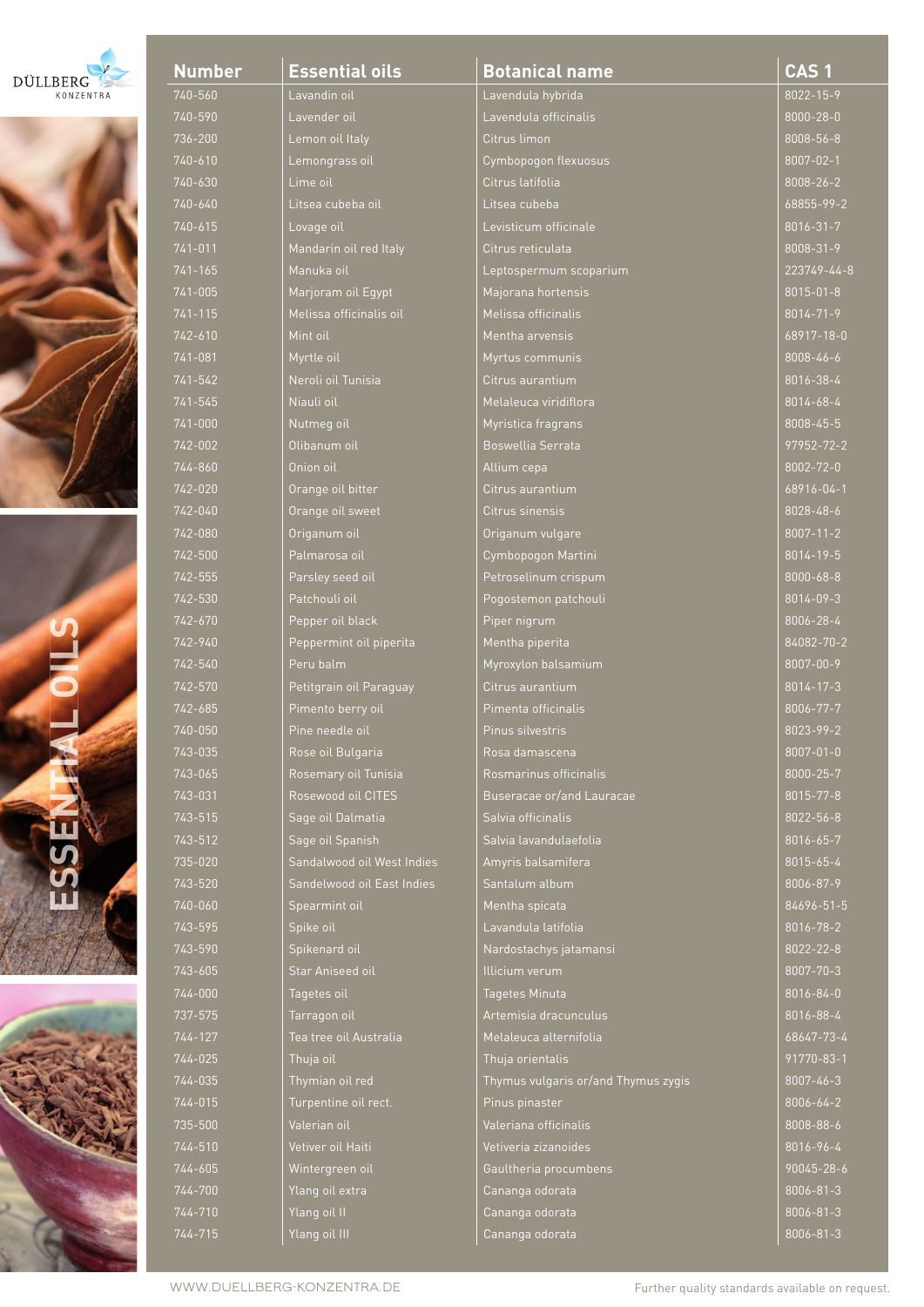DÜLLBERG KONZENTRA

ESSENTIAL OILS

| Number | Essential oils | Botanical name | CAS 1 |
|---|---|---|---|
| 740-560 | Lavandin oil | Lavendula hybrida | 8022-15-9 |
| 740-590 | Lavender oil | Lavendula officinalis | 8000-28-0 |
| 736-200 | Lemon oil Italy | Citrus limon | 8008-56-8 |
| 740-610 | Lemongrass oil | Cymbopogon flexuosus | 8007-02-1 |
| 740-630 | Lime oil | Citrus latifolia | 8008-26-2 |
| 740-640 | Litsea cubeba oil | Litsea cubeba | 68855-99-2 |
| 740-615 | Lovage oil | Levisticum officinale | 8016-31-7 |
| 741-011 | Mandarin oil red Italy | Citrus reticulata | 8008-31-9 |
| 741-165 | Manuka oil | Leptospermum scoparium | 223749-44-8 |
| 741-005 | Marjoram oil Egypt | Majorana hortensis | 8015-01-8 |
| 741-115 | Melissa officinalis oil | Melissa officinalis | 8014-71-9 |
| 742-610 | Mint oil | Mentha arvensis | 68917-18-0 |
| 741-081 | Myrtle oil | Myrtus communis | 8008-46-6 |
| 741-542 | Neroli oil Tunisia | Citrus aurantium | 8016-38-4 |
| 741-545 | Niauli oil | Melaleuca viridiflora | 8014-68-4 |
| 741-000 | Nutmeg oil | Myristica fragrans | 8008-45-5 |
| 742-002 | Olibanum oil | Boswellia Serrata | 97952-72-2 |
| 744-860 | Onion oil | Allium cepa | 8002-72-0 |
| 742-020 | Orange oil bitter | Citrus aurantium | 68916-04-1 |
| 742-040 | Orange oil sweet | Citrus sinensis | 8028-48-6 |
| 742-080 | Origanum oil | Origanum vulgare | 8007-11-2 |
| 742-500 | Palmarosa oil | Cymbopogon Martini | 8014-19-5 |
| 742-555 | Parsley seed oil | Petroselinum crispum | 8000-68-8 |
| 742-530 | Patchouli oil | Pogostemon patchouli | 8014-09-3 |
| 742-670 | Pepper oil black | Piper nigrum | 8006-28-4 |
| 742-940 | Peppermint oil piperita | Mentha piperita | 84082-70-2 |
| 742-540 | Peru balm | Myroxylon balsamium | 8007-00-9 |
| 742-570 | Petitgrain oil Paraguay | Citrus aurantium | 8014-17-3 |
| 742-685 | Pimento berry oil | Pimenta officinalis | 8006-77-7 |
| 740-050 | Pine needle oil | Pinus silvestris | 8023-99-2 |
| 743-035 | Rose oil Bulgaria | Rosa damascena | 8007-01-0 |
| 743-065 | Rosemary oil Tunisia | Rosmarinus officinalis | 8000-25-7 |
| 743-031 | Rosewood oil CITES | Buseracae or/and Lauracae | 8015-77-8 |
| 743-515 | Sage oil Dalmatia | Salvia officinalis | 8022-56-8 |
| 743-512 | Sage oil Spanish | Salvia lavandulaefolia | 8016-65-7 |
| 735-020 | Sandalwood oil West Indies | Amyris balsamifera | 8015-65-4 |
| 743-520 | Sandelwood oil East Indies | Santalum album | 8006-87-9 |
| 740-060 | Spearmint oil | Mentha spicata | 84696-51-5 |
| 743-595 | Spike oil | Lavandula latifolia | 8016-78-2 |
| 743-590 | Spikenard oil | Nardostachys jatamansi | 8022-22-8 |
| 743-605 | Star Aniseed oil | Illicium verum | 8007-70-3 |
| 744-000 | Tagetes oil | Tagetes Minuta | 8016-84-0 |
| 737-575 | Tarragon oil | Artemisia dracunculus | 8016-88-4 |
| 744-127 | Tea tree oil Australia | Melaleuca alternifolia | 68647-73-4 |
| 744-025 | Thuja oil | Thuja orientalis | 91770-83-1 |
| 744-035 | Thymian oil red | Thymus vulgaris or/and Thymus zygis | 8007-46-3 |
| 744-015 | Turpentine oil rect. | Pinus pinaster | 8006-64-2 |
| 735-500 | Valerian oil | Valeriana officinalis | 8008-88-6 |
| 744-510 | Vetiver oil Haiti | Vetiveria zizanoides | 8016-96-4 |
| 744-605 | Wintergreen oil | Gaultheria procumbens | 90045-28-6 |
| 744-700 | Ylang oil extra | Cananga odorata | 8006-81-3 |
| 744-710 | Ylang oil II | Cananga odorata | 8006-81-3 |
| 744-715 | Ylang oil III | Cananga odorata | 8006-81-3 |

WWW.DUELLBERG-KONZENTRA.DE

Further quality standards available on request.